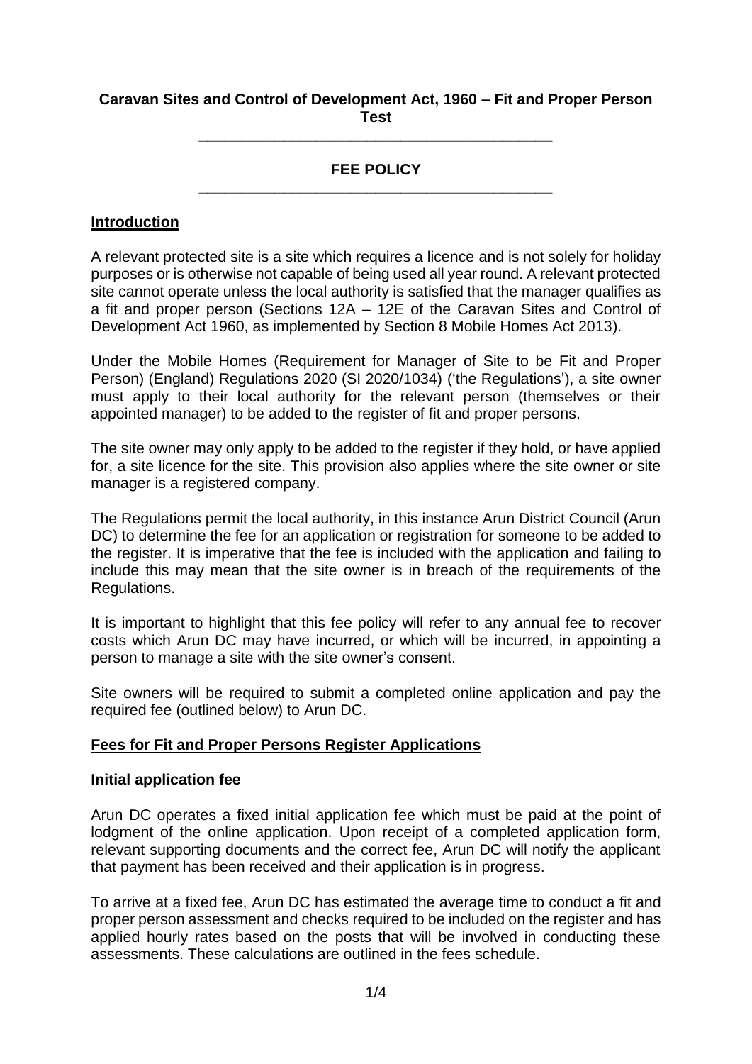# Caravan Sites and Control of Development Act, 1960 – Fit and Proper Person Test

## FEE POLICY

### Introduction

A relevant protected site is a site which requires a licence and is not solely for holiday purposes or is otherwise not capable of being used all year round. A relevant protected site cannot operate unless the local authority is satisfied that the manager qualifies as a fit and proper person (Sections 12A – 12E of the Caravan Sites and Control of Development Act 1960, as implemented by Section 8 Mobile Homes Act 2013).

Under the Mobile Homes (Requirement for Manager of Site to be Fit and Proper Person) (England) Regulations 2020 (SI 2020/1034) ('the Regulations'), a site owner must apply to their local authority for the relevant person (themselves or their appointed manager) to be added to the register of fit and proper persons.

The site owner may only apply to be added to the register if they hold, or have applied for, a site licence for the site. This provision also applies where the site owner or site manager is a registered company.

The Regulations permit the local authority, in this instance Arun District Council (Arun DC) to determine the fee for an application or registration for someone to be added to the register. It is imperative that the fee is included with the application and failing to include this may mean that the site owner is in breach of the requirements of the Regulations.

It is important to highlight that this fee policy will refer to any annual fee to recover costs which Arun DC may have incurred, or which will be incurred, in appointing a person to manage a site with the site owner's consent.

Site owners will be required to submit a completed online application and pay the required fee (outlined below) to Arun DC.

### Fees for Fit and Proper Persons Register Applications

#### Initial application fee

Arun DC operates a fixed initial application fee which must be paid at the point of lodgment of the online application. Upon receipt of a completed application form, relevant supporting documents and the correct fee, Arun DC will notify the applicant that payment has been received and their application is in progress.

To arrive at a fixed fee, Arun DC has estimated the average time to conduct a fit and proper person assessment and checks required to be included on the register and has applied hourly rates based on the posts that will be involved in conducting these assessments. These calculations are outlined in the fees schedule.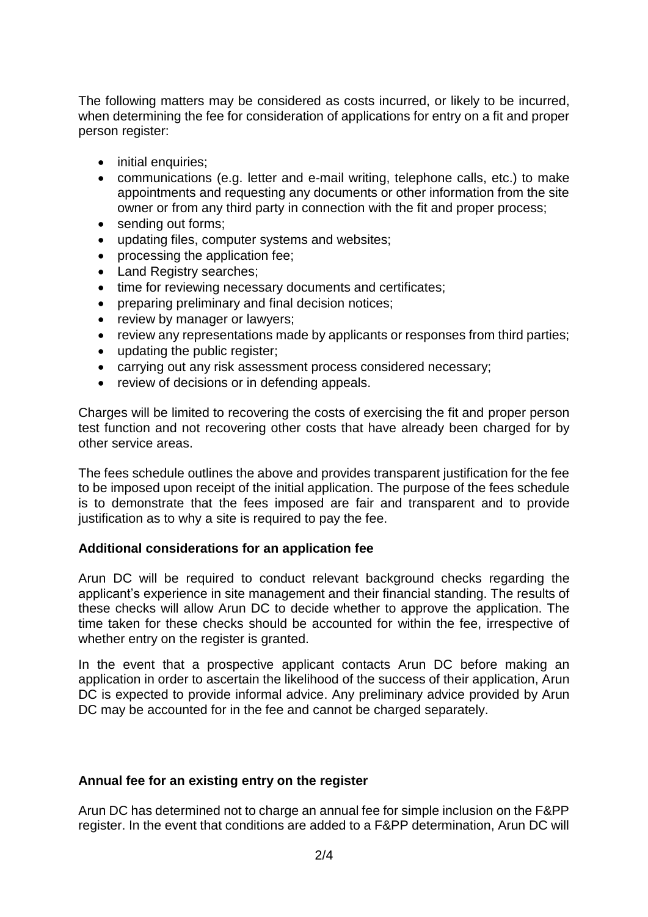The following matters may be considered as costs incurred, or likely to be incurred, when determining the fee for consideration of applications for entry on a fit and proper person register:

- initial enquiries;
- communications (e.g. letter and e-mail writing, telephone calls, etc.) to make appointments and requesting any documents or other information from the site owner or from any third party in connection with the fit and proper process;
- sending out forms;
- updating files, computer systems and websites;
- processing the application fee;
- Land Registry searches;
- time for reviewing necessary documents and certificates;
- preparing preliminary and final decision notices;
- review by manager or lawyers;
- review any representations made by applicants or responses from third parties;
- updating the public register;
- carrying out any risk assessment process considered necessary;
- review of decisions or in defending appeals.

Charges will be limited to recovering the costs of exercising the fit and proper person test function and not recovering other costs that have already been charged for by other service areas.

The fees schedule outlines the above and provides transparent justification for the fee to be imposed upon receipt of the initial application. The purpose of the fees schedule is to demonstrate that the fees imposed are fair and transparent and to provide justification as to why a site is required to pay the fee.

**Additional considerations for an application fee**

Arun DC will be required to conduct relevant background checks regarding the applicant's experience in site management and their financial standing. The results of these checks will allow Arun DC to decide whether to approve the application. The time taken for these checks should be accounted for within the fee, irrespective of whether entry on the register is granted.

In the event that a prospective applicant contacts Arun DC before making an application in order to ascertain the likelihood of the success of their application, Arun DC is expected to provide informal advice. Any preliminary advice provided by Arun DC may be accounted for in the fee and cannot be charged separately.

**Annual fee for an existing entry on the register**

Arun DC has determined not to charge an annual fee for simple inclusion on the F&PP register. In the event that conditions are added to a F&PP determination, Arun DC will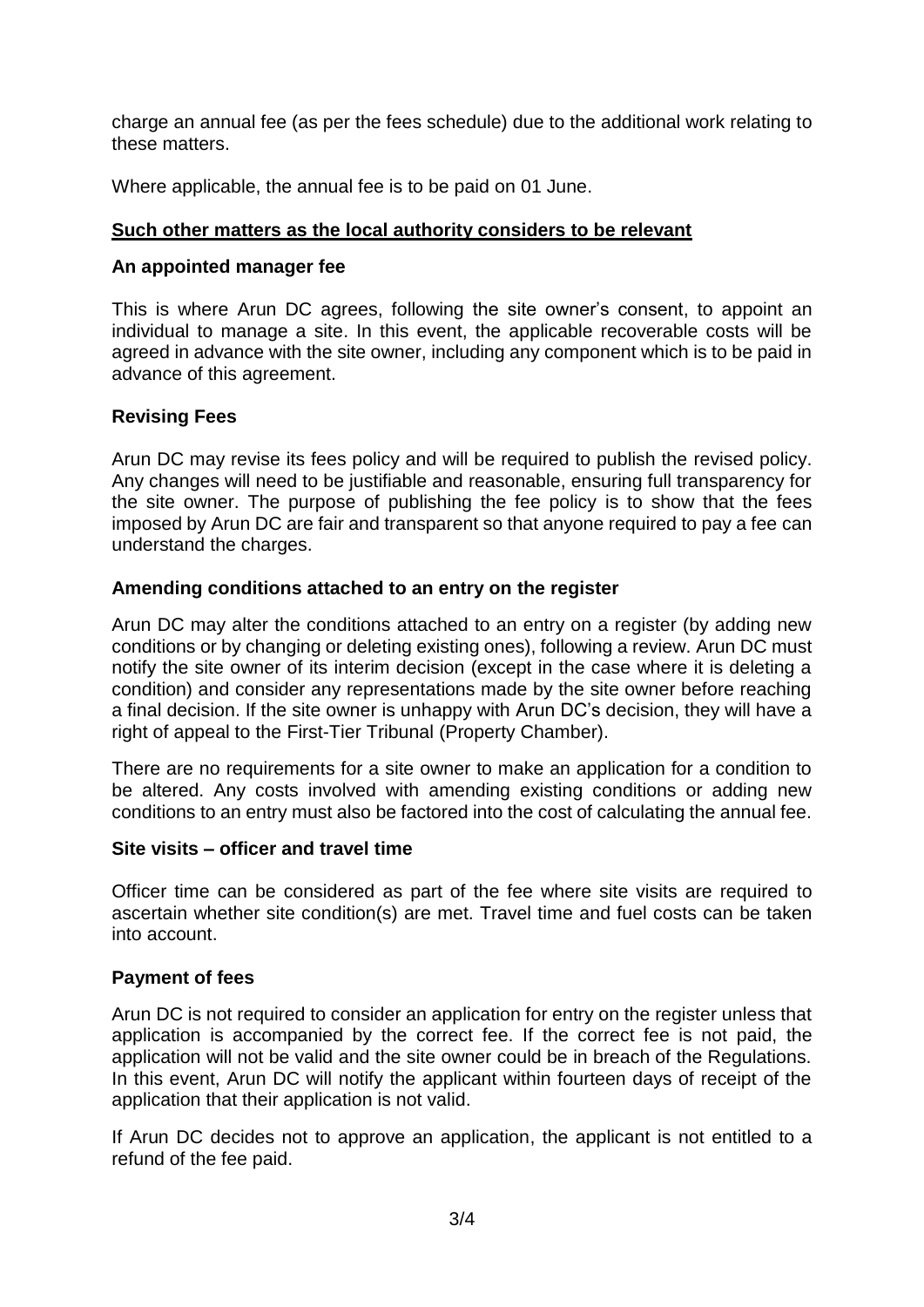charge an annual fee (as per the fees schedule) due to the additional work relating to these matters.

Where applicable, the annual fee is to be paid on 01 June.

## **Such other matters as the local authority considers to be relevant**

### An appointed manager fee

This is where Arun DC agrees, following the site owner's consent, to appoint an individual to manage a site. In this event, the applicable recoverable costs will be agreed in advance with the site owner, including any component which is to be paid in advance of this agreement.

### Revising Fees

Arun DC may revise its fees policy and will be required to publish the revised policy. Any changes will need to be justifiable and reasonable, ensuring full transparency for the site owner. The purpose of publishing the fee policy is to show that the fees imposed by Arun DC are fair and transparent so that anyone required to pay a fee can understand the charges.

### Amending conditions attached to an entry on the register

Arun DC may alter the conditions attached to an entry on a register (by adding new conditions or by changing or deleting existing ones), following a review. Arun DC must notify the site owner of its interim decision (except in the case where it is deleting a condition) and consider any representations made by the site owner before reaching a final decision. If the site owner is unhappy with Arun DC's decision, they will have a right of appeal to the First-Tier Tribunal (Property Chamber).

There are no requirements for a site owner to make an application for a condition to be altered. Any costs involved with amending existing conditions or adding new conditions to an entry must also be factored into the cost of calculating the annual fee.

### Site visits – officer and travel time

Officer time can be considered as part of the fee where site visits are required to ascertain whether site condition(s) are met. Travel time and fuel costs can be taken into account.

### Payment of fees

Arun DC is not required to consider an application for entry on the register unless that application is accompanied by the correct fee. If the correct fee is not paid, the application will not be valid and the site owner could be in breach of the Regulations. In this event, Arun DC will notify the applicant within fourteen days of receipt of the application that their application is not valid.

If Arun DC decides not to approve an application, the applicant is not entitled to a refund of the fee paid.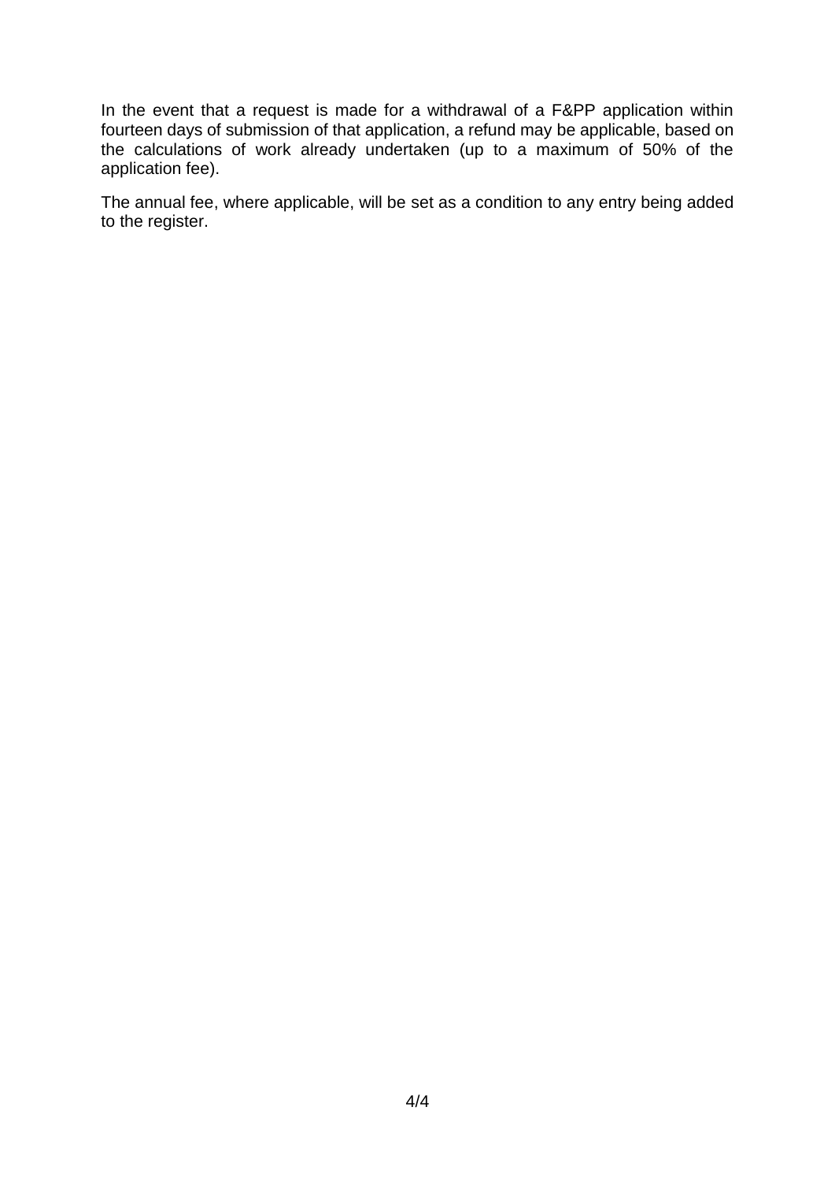In the event that a request is made for a withdrawal of a F&PP application within fourteen days of submission of that application, a refund may be applicable, based on the calculations of work already undertaken (up to a maximum of 50% of the application fee).

The annual fee, where applicable, will be set as a condition to any entry being added to the register.